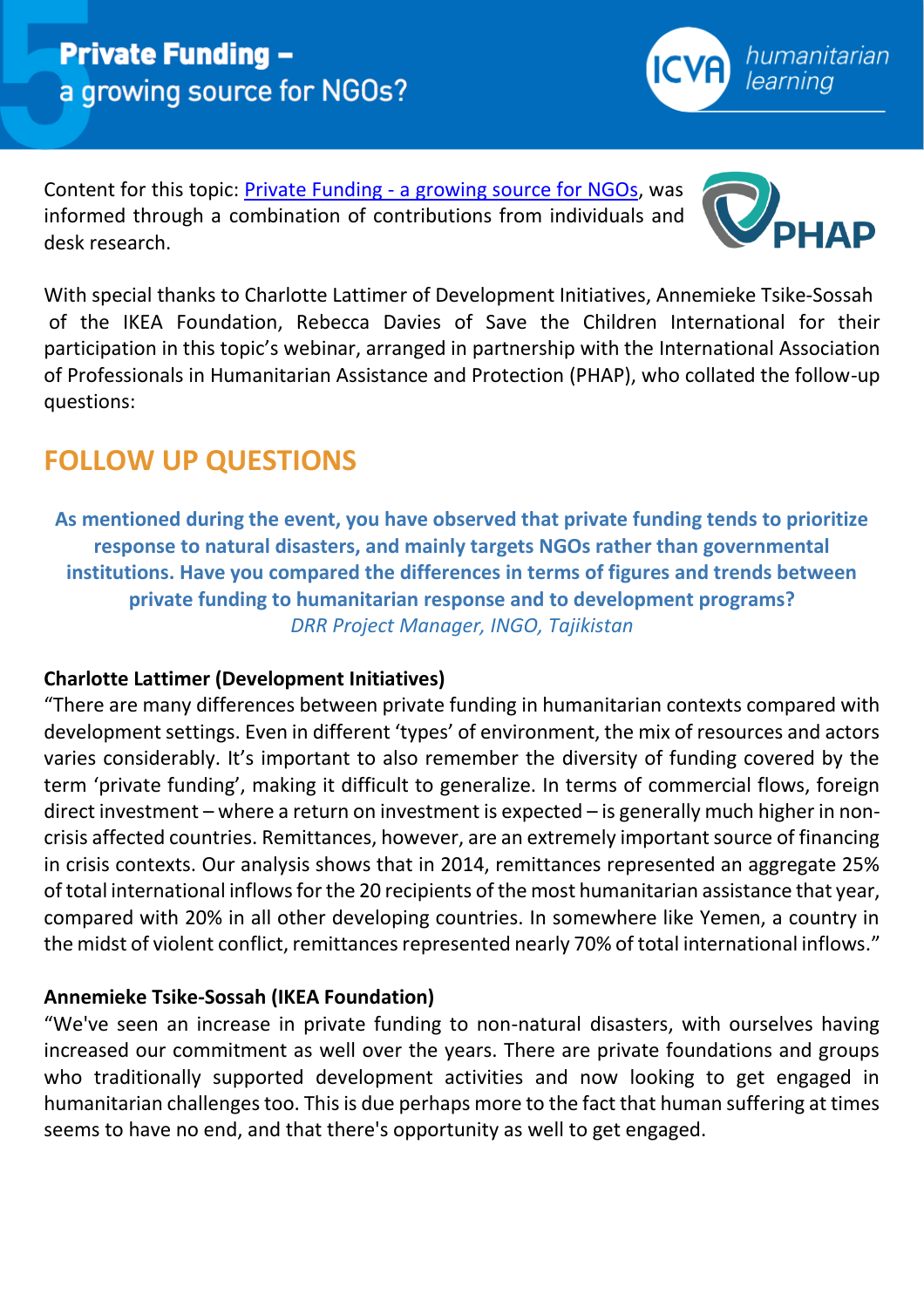# Private Funding – a growing source for NGOs?

Content for this topic: [Private Funding - a growing source for NGOs](), was informed through a combination of contributions from individuals and desk research.

With special thanks to Charlotte Lattimer of Development Initiatives, Annemieke Tsike-Sossah of the IKEA Foundation, Rebecca Davies of Save the Children International for their participation in this topic's webinar, arranged in partnership with the International Association of Professionals in Humanitarian Assistance and Protection (PHAP), who collated the follow-up questions:

## FOLLOW UP QUESTIONS

**As mentioned during the event, you have observed that private funding tends to prioritize response to natural disasters, and mainly targets NGOs rather than governmental institutions. Have you compared the differences in terms of figures and trends between private funding to humanitarian response and to development programs?**
*DRR Project Manager, INGO, Tajikistan*

**Charlotte Lattimer (Development Initiatives)**

"There are many differences between private funding in humanitarian contexts compared with development settings. Even in different 'types' of environment, the mix of resources and actors varies considerably. It's important to also remember the diversity of funding covered by the term 'private funding', making it difficult to generalize. In terms of commercial flows, foreign direct investment – where a return on investment is expected – is generally much higher in non-crisis affected countries. Remittances, however, are an extremely important source of financing in crisis contexts. Our analysis shows that in 2014, remittances represented an aggregate 25% of total international inflows for the 20 recipients of the most humanitarian assistance that year, compared with 20% in all other developing countries. In somewhere like Yemen, a country in the midst of violent conflict, remittances represented nearly 70% of total international inflows."

**Annemieke Tsike-Sossah (IKEA Foundation)**

"We've seen an increase in private funding to non-natural disasters, with ourselves having increased our commitment as well over the years. There are private foundations and groups who traditionally supported development activities and now looking to get engaged in humanitarian challenges too. This is due perhaps more to the fact that human suffering at times seems to have no end, and that there's opportunity as well to get engaged.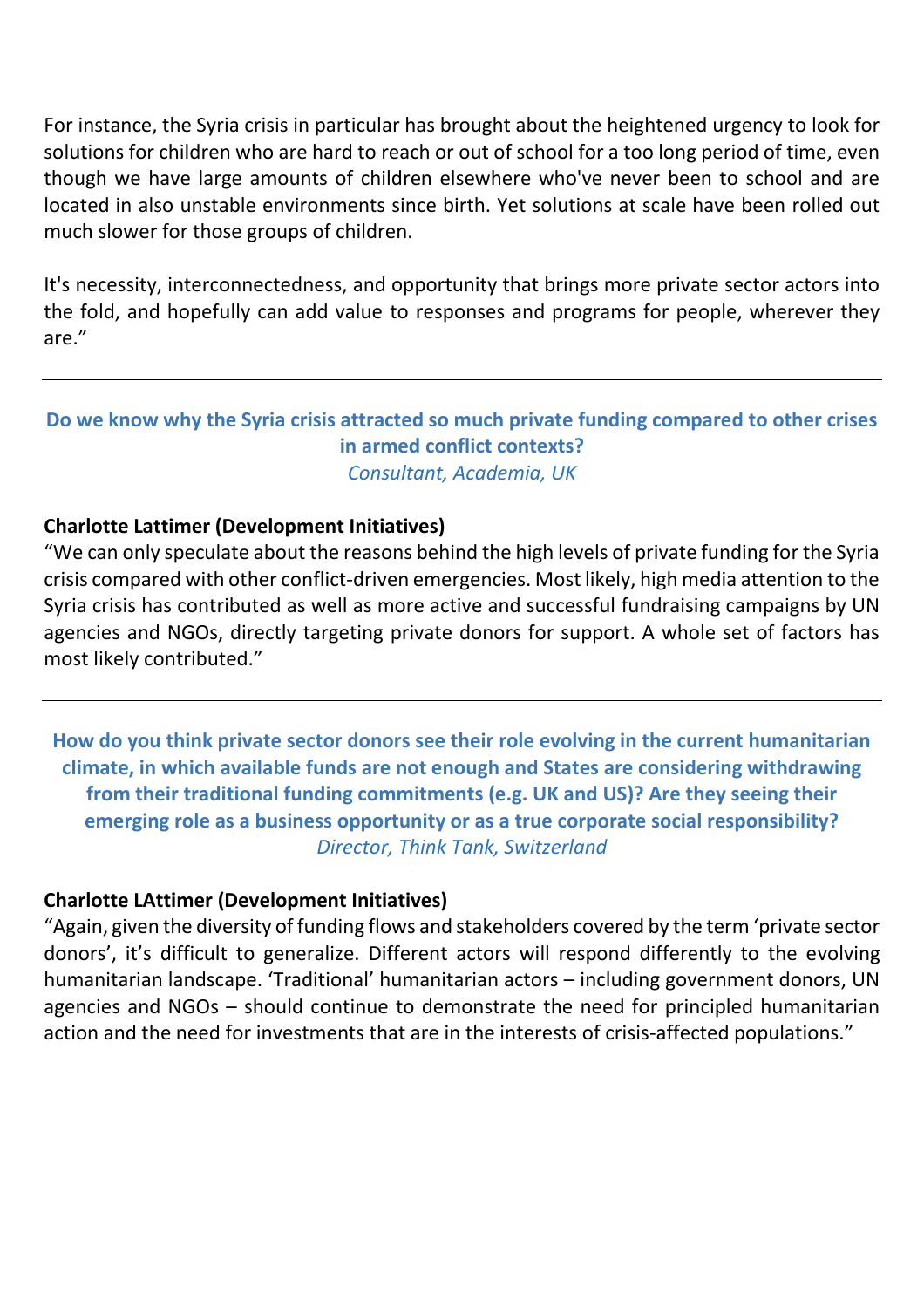For instance, the Syria crisis in particular has brought about the heightened urgency to look for solutions for children who are hard to reach or out of school for a too long period of time, even though we have large amounts of children elsewhere who've never been to school and are located in also unstable environments since birth. Yet solutions at scale have been rolled out much slower for those groups of children.

It's necessity, interconnectedness, and opportunity that brings more private sector actors into the fold, and hopefully can add value to responses and programs for people, wherever they are."

---

**Do we know why the Syria crisis attracted so much private funding compared to other crises in armed conflict contexts?**
*Consultant, Academia, UK*

**Charlotte Lattimer (Development Initiatives)**
"We can only speculate about the reasons behind the high levels of private funding for the Syria crisis compared with other conflict-driven emergencies. Most likely, high media attention to the Syria crisis has contributed as well as more active and successful fundraising campaigns by UN agencies and NGOs, directly targeting private donors for support. A whole set of factors has most likely contributed."

---

**How do you think private sector donors see their role evolving in the current humanitarian climate, in which available funds are not enough and States are considering withdrawing from their traditional funding commitments (e.g. UK and US)? Are they seeing their emerging role as a business opportunity or as a true corporate social responsibility?**
*Director, Think Tank, Switzerland*

**Charlotte LAttimer (Development Initiatives)**
"Again, given the diversity of funding flows and stakeholders covered by the term 'private sector donors', it's difficult to generalize. Different actors will respond differently to the evolving humanitarian landscape. 'Traditional' humanitarian actors – including government donors, UN agencies and NGOs – should continue to demonstrate the need for principled humanitarian action and the need for investments that are in the interests of crisis-affected populations."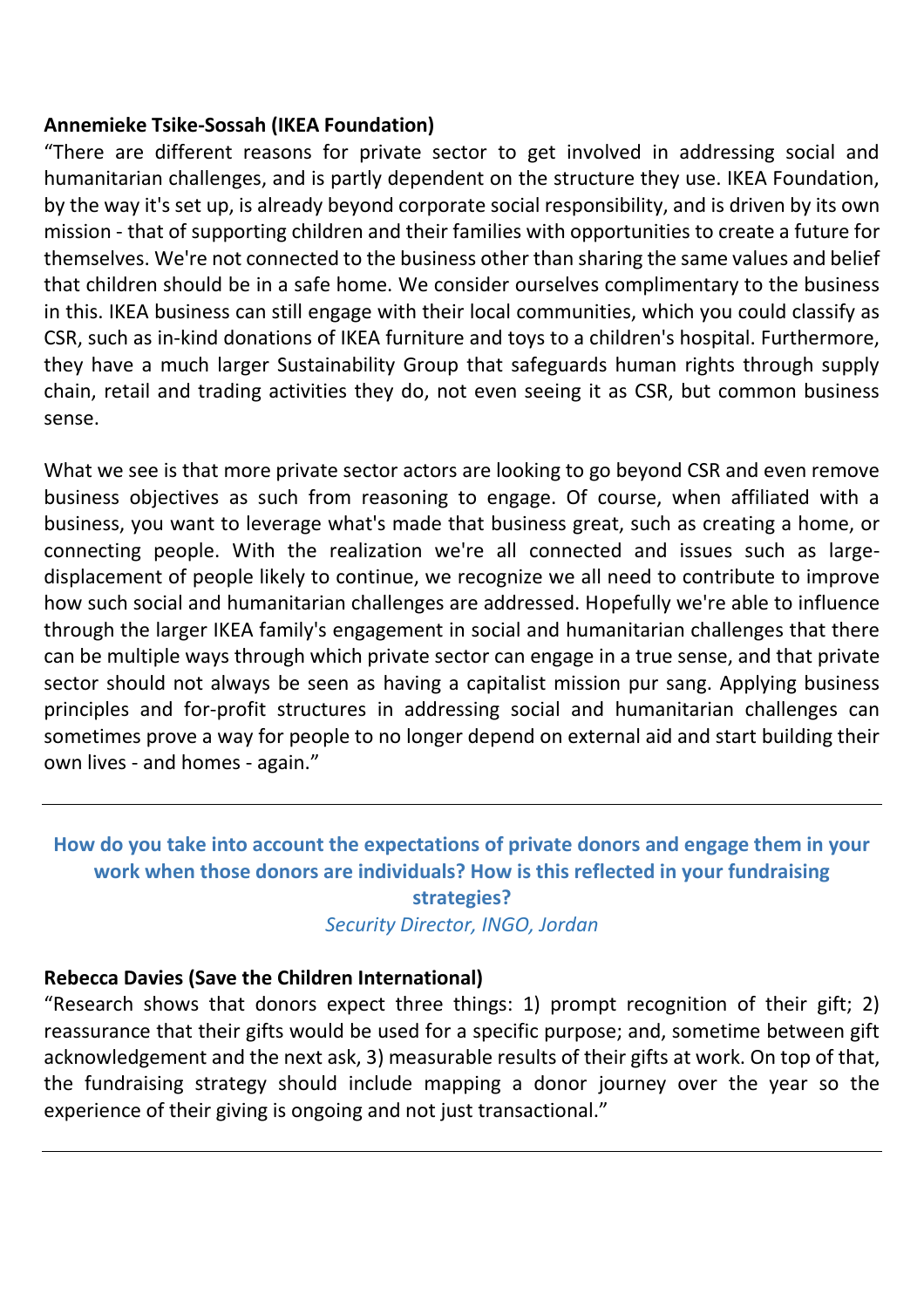**Annemieke Tsike-Sossah (IKEA Foundation)**

"There are different reasons for private sector to get involved in addressing social and humanitarian challenges, and is partly dependent on the structure they use. IKEA Foundation, by the way it's set up, is already beyond corporate social responsibility, and is driven by its own mission - that of supporting children and their families with opportunities to create a future for themselves. We're not connected to the business other than sharing the same values and belief that children should be in a safe home. We consider ourselves complimentary to the business in this. IKEA business can still engage with their local communities, which you could classify as CSR, such as in-kind donations of IKEA furniture and toys to a children's hospital. Furthermore, they have a much larger Sustainability Group that safeguards human rights through supply chain, retail and trading activities they do, not even seeing it as CSR, but common business sense.

What we see is that more private sector actors are looking to go beyond CSR and even remove business objectives as such from reasoning to engage. Of course, when affiliated with a business, you want to leverage what's made that business great, such as creating a home, or connecting people. With the realization we're all connected and issues such as large-displacement of people likely to continue, we recognize we all need to contribute to improve how such social and humanitarian challenges are addressed. Hopefully we're able to influence through the larger IKEA family's engagement in social and humanitarian challenges that there can be multiple ways through which private sector can engage in a true sense, and that private sector should not always be seen as having a capitalist mission pur sang. Applying business principles and for-profit structures in addressing social and humanitarian challenges can sometimes prove a way for people to no longer depend on external aid and start building their own lives - and homes - again."

---

**How do you take into account the expectations of private donors and engage them in your work when those donors are individuals? How is this reflected in your fundraising strategies?**

*Security Director, INGO, Jordan*

**Rebecca Davies (Save the Children International)**

"Research shows that donors expect three things: 1) prompt recognition of their gift; 2) reassurance that their gifts would be used for a specific purpose; and, sometime between gift acknowledgement and the next ask, 3) measurable results of their gifts at work. On top of that, the fundraising strategy should include mapping a donor journey over the year so the experience of their giving is ongoing and not just transactional."

---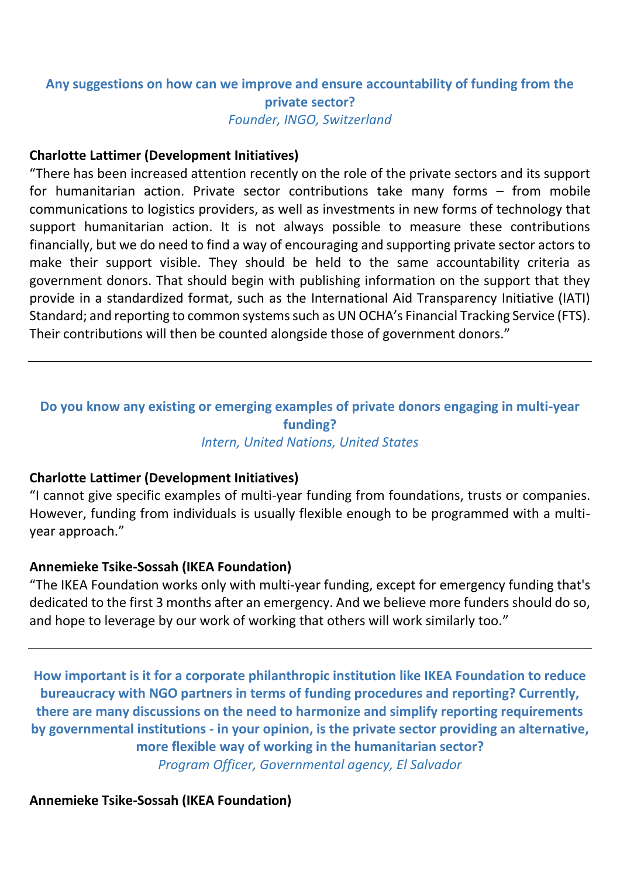**Any suggestions on how can we improve and ensure accountability of funding from the private sector?**

*Founder, INGO, Switzerland*

**Charlotte Lattimer (Development Initiatives)**

"There has been increased attention recently on the role of the private sectors and its support for humanitarian action. Private sector contributions take many forms – from mobile communications to logistics providers, as well as investments in new forms of technology that support humanitarian action. It is not always possible to measure these contributions financially, but we do need to find a way of encouraging and supporting private sector actors to make their support visible. They should be held to the same accountability criteria as government donors. That should begin with publishing information on the support that they provide in a standardized format, such as the International Aid Transparency Initiative (IATI) Standard; and reporting to common systems such as UN OCHA's Financial Tracking Service (FTS). Their contributions will then be counted alongside those of government donors."

---

**Do you know any existing or emerging examples of private donors engaging in multi-year funding?**

*Intern, United Nations, United States*

**Charlotte Lattimer (Development Initiatives)**

"I cannot give specific examples of multi-year funding from foundations, trusts or companies. However, funding from individuals is usually flexible enough to be programmed with a multi-year approach."

**Annemieke Tsike-Sossah (IKEA Foundation)**

"The IKEA Foundation works only with multi-year funding, except for emergency funding that's dedicated to the first 3 months after an emergency. And we believe more funders should do so, and hope to leverage by our work of working that others will work similarly too."

---

**How important is it for a corporate philanthropic institution like IKEA Foundation to reduce bureaucracy with NGO partners in terms of funding procedures and reporting? Currently, there are many discussions on the need to harmonize and simplify reporting requirements by governmental institutions - in your opinion, is the private sector providing an alternative, more flexible way of working in the humanitarian sector?**

*Program Officer, Governmental agency, El Salvador*

**Annemieke Tsike-Sossah (IKEA Foundation)**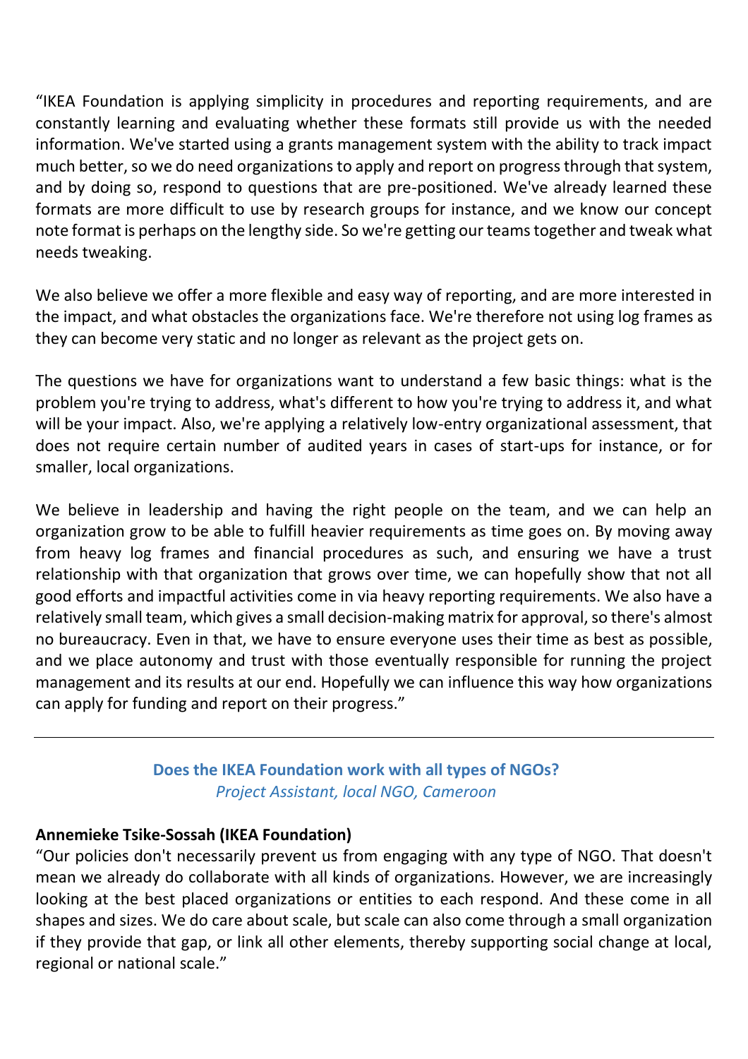“IKEA Foundation is applying simplicity in procedures and reporting requirements, and are constantly learning and evaluating whether these formats still provide us with the needed information. We've started using a grants management system with the ability to track impact much better, so we do need organizations to apply and report on progress through that system, and by doing so, respond to questions that are pre-positioned. We've already learned these formats are more difficult to use by research groups for instance, and we know our concept note format is perhaps on the lengthy side. So we're getting our teams together and tweak what needs tweaking.

We also believe we offer a more flexible and easy way of reporting, and are more interested in the impact, and what obstacles the organizations face. We're therefore not using log frames as they can become very static and no longer as relevant as the project gets on.

The questions we have for organizations want to understand a few basic things: what is the problem you're trying to address, what's different to how you're trying to address it, and what will be your impact. Also, we're applying a relatively low-entry organizational assessment, that does not require certain number of audited years in cases of start-ups for instance, or for smaller, local organizations.

We believe in leadership and having the right people on the team, and we can help an organization grow to be able to fulfill heavier requirements as time goes on. By moving away from heavy log frames and financial procedures as such, and ensuring we have a trust relationship with that organization that grows over time, we can hopefully show that not all good efforts and impactful activities come in via heavy reporting requirements. We also have a relatively small team, which gives a small decision-making matrix for approval, so there's almost no bureaucracy. Even in that, we have to ensure everyone uses their time as best as possible, and we place autonomy and trust with those eventually responsible for running the project management and its results at our end. Hopefully we can influence this way how organizations can apply for funding and report on their progress.”

---

### Does the IKEA Foundation work with all types of NGOs?

*Project Assistant, local NGO, Cameroon*

**Annemieke Tsike-Sossah (IKEA Foundation)**

“Our policies don't necessarily prevent us from engaging with any type of NGO. That doesn't mean we already do collaborate with all kinds of organizations. However, we are increasingly looking at the best placed organizations or entities to each respond. And these come in all shapes and sizes. We do care about scale, but scale can also come through a small organization if they provide that gap, or link all other elements, thereby supporting social change at local, regional or national scale.”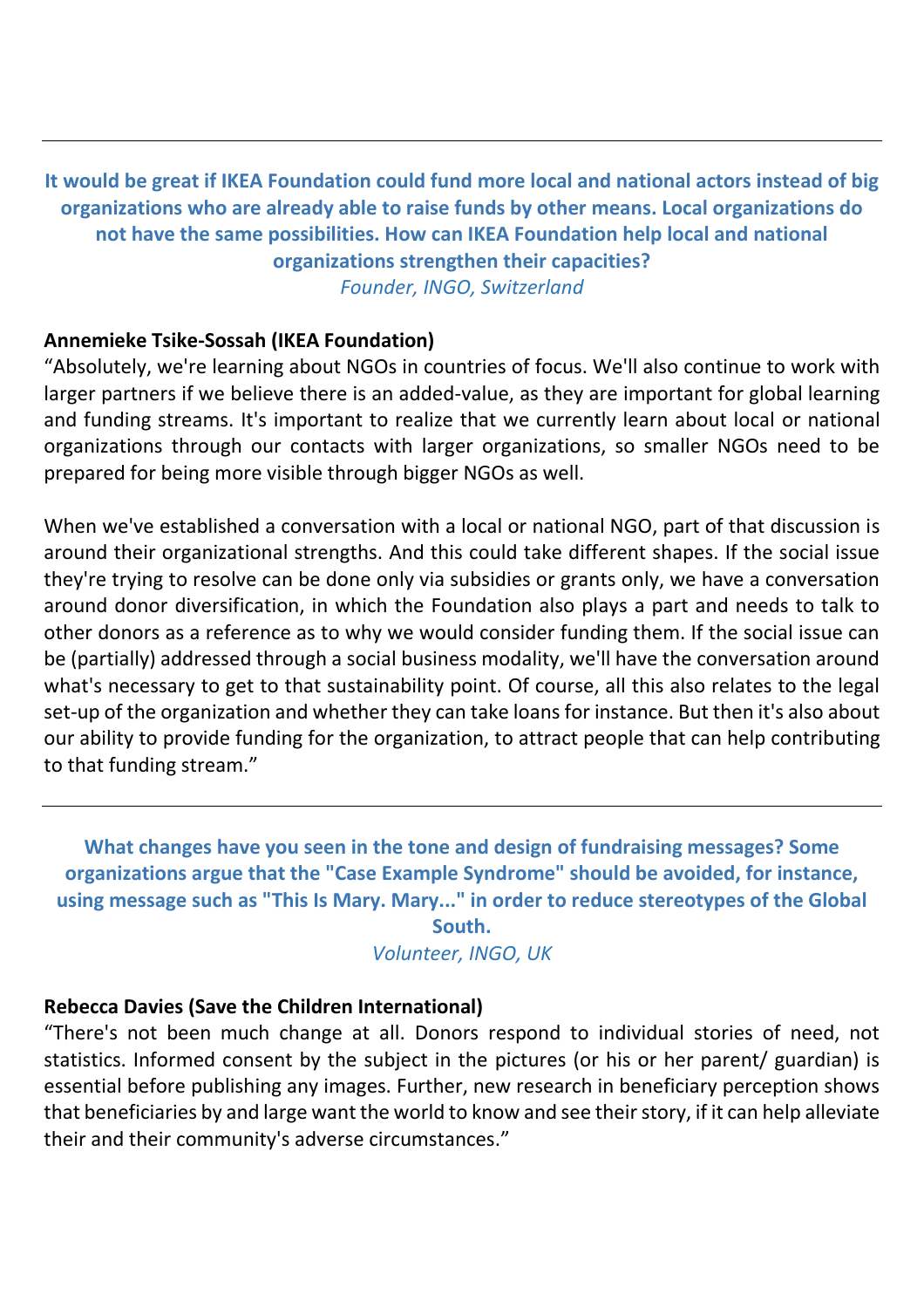---

**It would be great if IKEA Foundation could fund more local and national actors instead of big organizations who are already able to raise funds by other means. Local organizations do not have the same possibilities. How can IKEA Foundation help local and national organizations strengthen their capacities?**

*Founder, INGO, Switzerland*

**Annemieke Tsike-Sossah (IKEA Foundation)**

"Absolutely, we're learning about NGOs in countries of focus. We'll also continue to work with larger partners if we believe there is an added-value, as they are important for global learning and funding streams. It's important to realize that we currently learn about local or national organizations through our contacts with larger organizations, so smaller NGOs need to be prepared for being more visible through bigger NGOs as well.

When we've established a conversation with a local or national NGO, part of that discussion is around their organizational strengths. And this could take different shapes. If the social issue they're trying to resolve can be done only via subsidies or grants only, we have a conversation around donor diversification, in which the Foundation also plays a part and needs to talk to other donors as a reference as to why we would consider funding them. If the social issue can be (partially) addressed through a social business modality, we'll have the conversation around what's necessary to get to that sustainability point. Of course, all this also relates to the legal set-up of the organization and whether they can take loans for instance. But then it's also about our ability to provide funding for the organization, to attract people that can help contributing to that funding stream."

---

**What changes have you seen in the tone and design of fundraising messages? Some organizations argue that the "Case Example Syndrome" should be avoided, for instance, using message such as "This Is Mary. Mary..." in order to reduce stereotypes of the Global South.**

*Volunteer, INGO, UK*

**Rebecca Davies (Save the Children International)**

"There's not been much change at all. Donors respond to individual stories of need, not statistics. Informed consent by the subject in the pictures (or his or her parent/ guardian) is essential before publishing any images. Further, new research in beneficiary perception shows that beneficiaries by and large want the world to know and see their story, if it can help alleviate their and their community's adverse circumstances."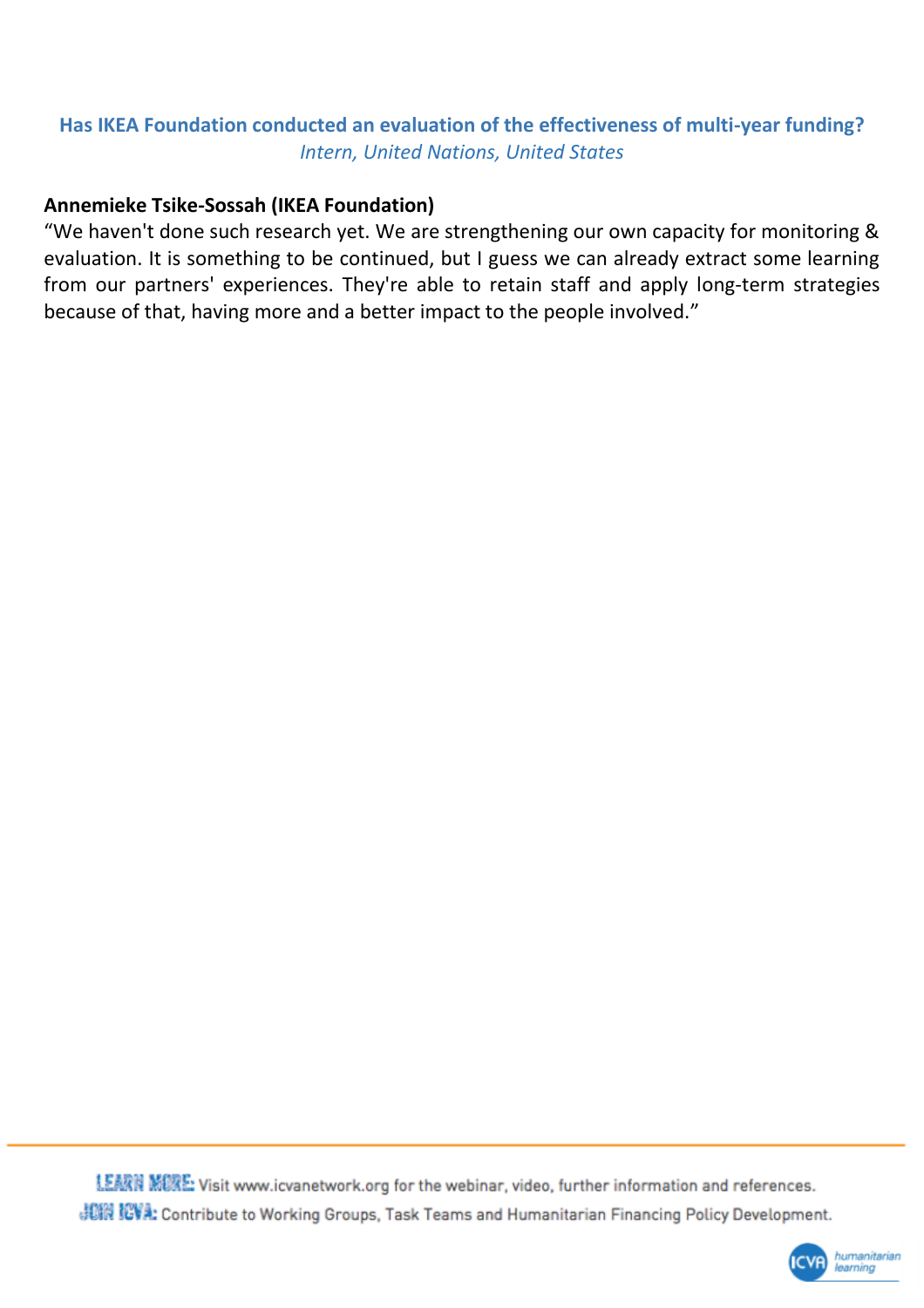**Has IKEA Foundation conducted an evaluation of the effectiveness of multi-year funding?**
*Intern, United Nations, United States*

**Annemieke Tsike-Sossah (IKEA Foundation)**
"We haven't done such research yet. We are strengthening our own capacity for monitoring & evaluation. It is something to be continued, but I guess we can already extract some learning from our partners' experiences. They're able to retain staff and apply long-term strategies because of that, having more and a better impact to the people involved."

**LEARN MORE:** Visit www.icvanetwork.org for the webinar, video, further information and references.
**JOIN ICVA:** Contribute to Working Groups, Task Teams and Humanitarian Financing Policy Development.